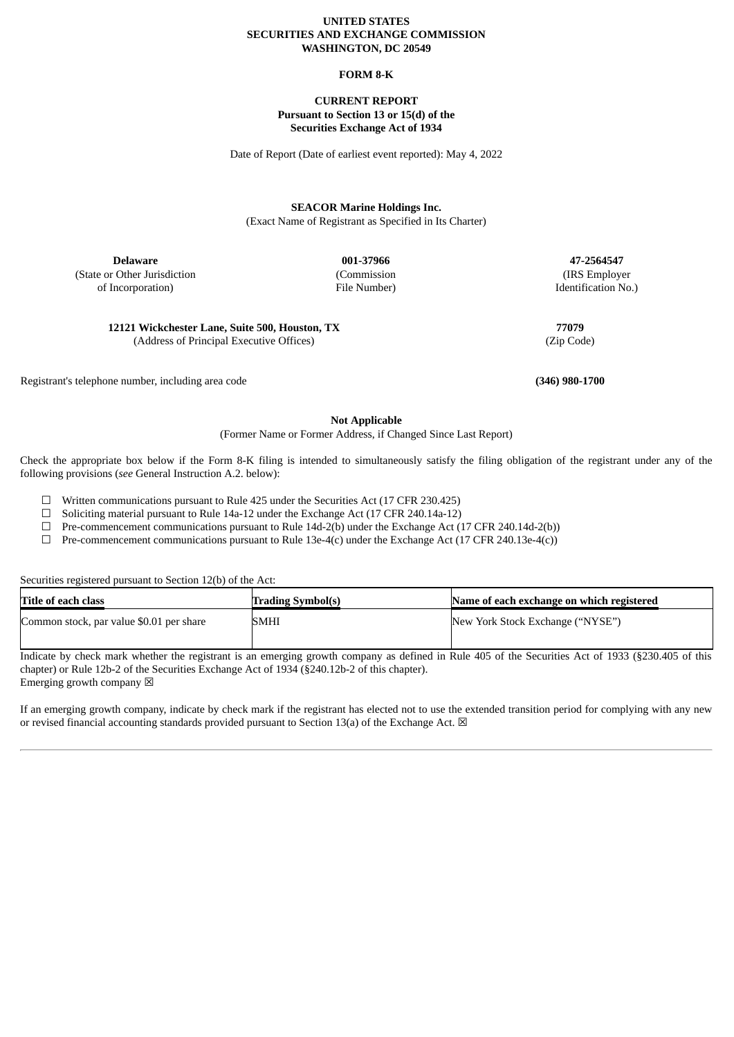**UNITED STATES**
**SECURITIES AND EXCHANGE COMMISSION**
**WASHINGTON, DC 20549**

**FORM 8-K**

**CURRENT REPORT**
**Pursuant to Section 13 or 15(d) of the**
**Securities Exchange Act of 1934**

Date of Report (Date of earliest event reported): May 4, 2022

**SEACOR Marine Holdings Inc.**
(Exact Name of Registrant as Specified in Its Charter)

| **Delaware** | **001-37966** | **47-2564547** |
|---|---|---|
| (State or Other Jurisdiction of Incorporation) | (Commission File Number) | (IRS Employer Identification No.) |

| **12121 Wickchester Lane, Suite 500, Houston, TX** | **77079** |
|---|---|
| (Address of Principal Executive Offices) | (Zip Code) |

Registrant's telephone number, including area code **(346) 980-1700**

**Not Applicable**
(Former Name or Former Address, if Changed Since Last Report)

Check the appropriate box below if the Form 8-K filing is intended to simultaneously satisfy the filing obligation of the registrant under any of the following provisions (*see* General Instruction A.2. below):

☐ Written communications pursuant to Rule 425 under the Securities Act (17 CFR 230.425)
☐ Soliciting material pursuant to Rule 14a-12 under the Exchange Act (17 CFR 240.14a-12)
☐ Pre-commencement communications pursuant to Rule 14d-2(b) under the Exchange Act (17 CFR 240.14d-2(b))
☐ Pre-commencement communications pursuant to Rule 13e-4(c) under the Exchange Act (17 CFR 240.13e-4(c))

Securities registered pursuant to Section 12(b) of the Act:

| Title of each class | Trading Symbol(s) | Name of each exchange on which registered |
|---|---|---|
| Common stock, par value $0.01 per share | SMHI | New York Stock Exchange ("NYSE") |

Indicate by check mark whether the registrant is an emerging growth company as defined in Rule 405 of the Securities Act of 1933 (§230.405 of this chapter) or Rule 12b-2 of the Securities Exchange Act of 1934 (§240.12b-2 of this chapter).
Emerging growth company ☒

If an emerging growth company, indicate by check mark if the registrant has elected not to use the extended transition period for complying with any new or revised financial accounting standards provided pursuant to Section 13(a) of the Exchange Act. ☒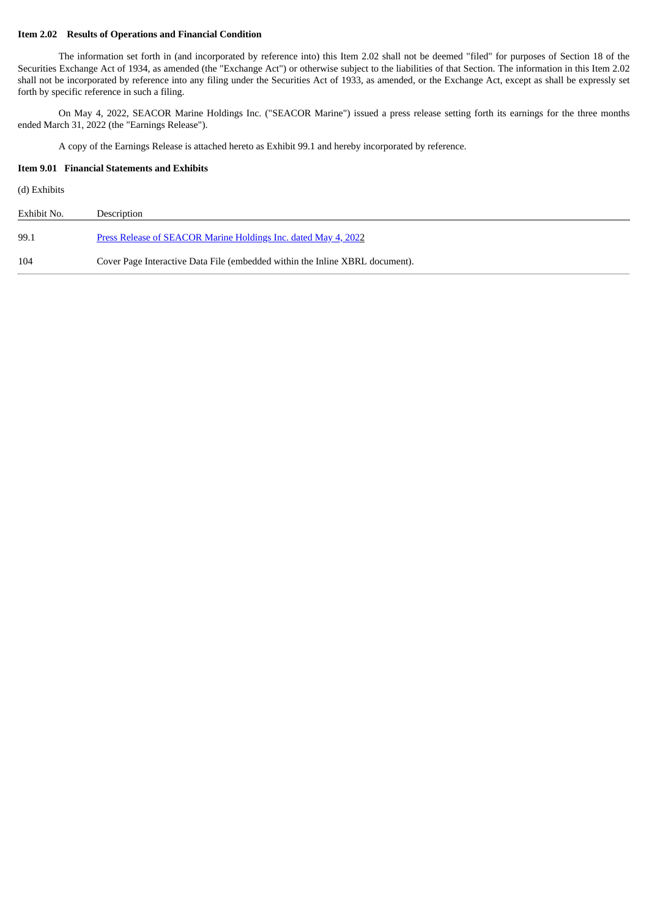**Item 2.02 Results of Operations and Financial Condition**

The information set forth in (and incorporated by reference into) this Item 2.02 shall not be deemed "filed" for purposes of Section 18 of the Securities Exchange Act of 1934, as amended (the "Exchange Act") or otherwise subject to the liabilities of that Section. The information in this Item 2.02 shall not be incorporated by reference into any filing under the Securities Act of 1933, as amended, or the Exchange Act, except as shall be expressly set forth by specific reference in such a filing.

On May 4, 2022, SEACOR Marine Holdings Inc. ("SEACOR Marine") issued a press release setting forth its earnings for the three months ended March 31, 2022 (the "Earnings Release").

A copy of the Earnings Release is attached hereto as Exhibit 99.1 and hereby incorporated by reference.

**Item 9.01 Financial Statements and Exhibits**

(d) Exhibits

| Exhibit No. | Description |
|---|---|
| 99.1 | Press Release of SEACOR Marine Holdings Inc. dated May 4, 2022 |
| 104 | Cover Page Interactive Data File (embedded within the Inline XBRL document). |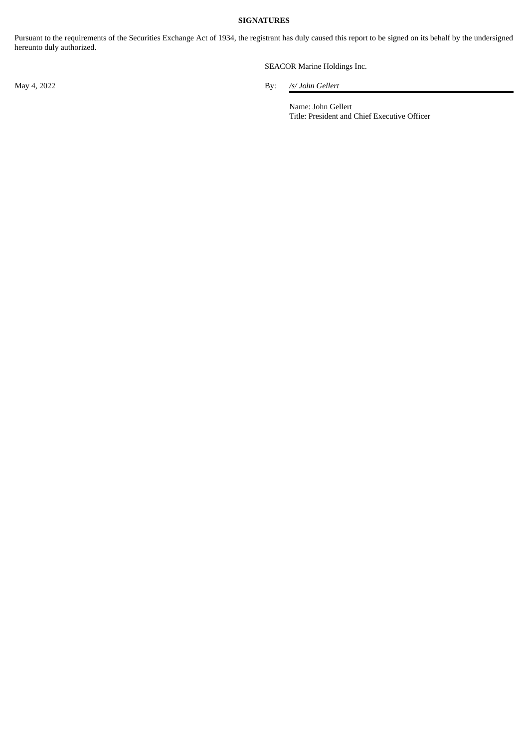**SIGNATURES**

Pursuant to the requirements of the Securities Exchange Act of 1934, the registrant has duly caused this report to be signed on its behalf by the undersigned hereunto duly authorized.

SEACOR Marine Holdings Inc.

May 4, 2022

By: */s/ John Gellert*

Name: John Gellert
Title: President and Chief Executive Officer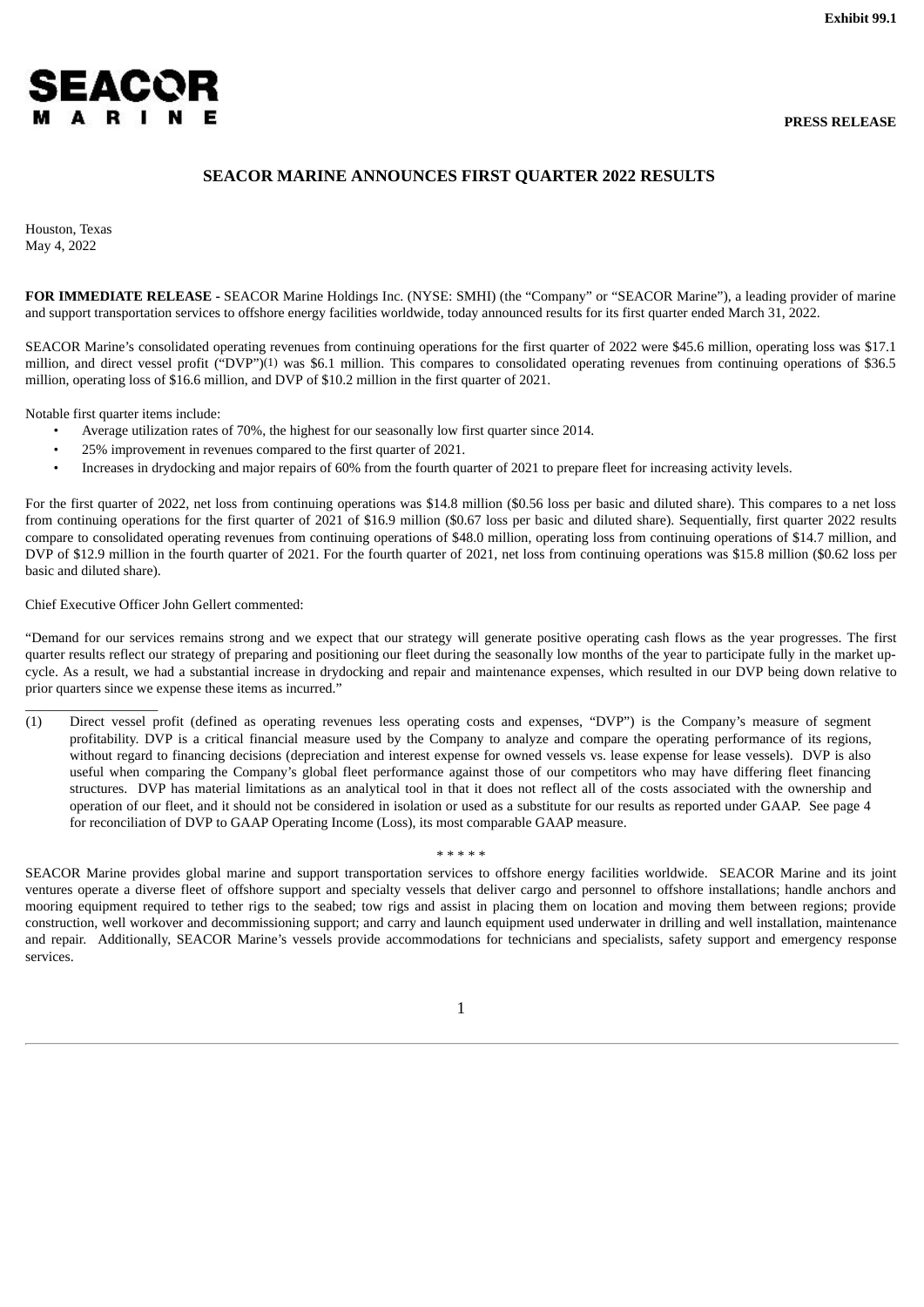Exhibit 99.1

SEACOR MARINE

PRESS RELEASE

# SEACOR MARINE ANNOUNCES FIRST QUARTER 2022 RESULTS

Houston, Texas
May 4, 2022

**FOR IMMEDIATE RELEASE -** SEACOR Marine Holdings Inc. (NYSE: SMHI) (the "Company" or "SEACOR Marine"), a leading provider of marine and support transportation services to offshore energy facilities worldwide, today announced results for its first quarter ended March 31, 2022.

SEACOR Marine's consolidated operating revenues from continuing operations for the first quarter of 2022 were $45.6 million, operating loss was $17.1 million, and direct vessel profit ("DVP")(1) was $6.1 million. This compares to consolidated operating revenues from continuing operations of $36.5 million, operating loss of $16.6 million, and DVP of $10.2 million in the first quarter of 2021.

Notable first quarter items include:

- Average utilization rates of 70%, the highest for our seasonally low first quarter since 2014.
- 25% improvement in revenues compared to the first quarter of 2021.
- Increases in drydocking and major repairs of 60% from the fourth quarter of 2021 to prepare fleet for increasing activity levels.

For the first quarter of 2022, net loss from continuing operations was $14.8 million ($0.56 loss per basic and diluted share). This compares to a net loss from continuing operations for the first quarter of 2021 of $16.9 million ($0.67 loss per basic and diluted share). Sequentially, first quarter 2022 results compare to consolidated operating revenues from continuing operations of $48.0 million, operating loss from continuing operations of $14.7 million, and DVP of $12.9 million in the fourth quarter of 2021. For the fourth quarter of 2021, net loss from continuing operations was $15.8 million ($0.62 loss per basic and diluted share).

Chief Executive Officer John Gellert commented:

"Demand for our services remains strong and we expect that our strategy will generate positive operating cash flows as the year progresses. The first quarter results reflect our strategy of preparing and positioning our fleet during the seasonally low months of the year to participate fully in the market up-cycle. As a result, we had a substantial increase in drydocking and repair and maintenance expenses, which resulted in our DVP being down relative to prior quarters since we expense these items as incurred."

(1) Direct vessel profit (defined as operating revenues less operating costs and expenses, "DVP") is the Company's measure of segment profitability. DVP is a critical financial measure used by the Company to analyze and compare the operating performance of its regions, without regard to financing decisions (depreciation and interest expense for owned vessels vs. lease expense for lease vessels). DVP is also useful when comparing the Company's global fleet performance against those of our competitors who may have differing fleet financing structures. DVP has material limitations as an analytical tool in that it does not reflect all of the costs associated with the ownership and operation of our fleet, and it should not be considered in isolation or used as a substitute for our results as reported under GAAP. See page 4 for reconciliation of DVP to GAAP Operating Income (Loss), its most comparable GAAP measure.

\* \* \* \* \*

SEACOR Marine provides global marine and support transportation services to offshore energy facilities worldwide. SEACOR Marine and its joint ventures operate a diverse fleet of offshore support and specialty vessels that deliver cargo and personnel to offshore installations; handle anchors and mooring equipment required to tether rigs to the seabed; tow rigs and assist in placing them on location and moving them between regions; provide construction, well workover and decommissioning support; and carry and launch equipment used underwater in drilling and well installation, maintenance and repair. Additionally, SEACOR Marine's vessels provide accommodations for technicians and specialists, safety support and emergency response services.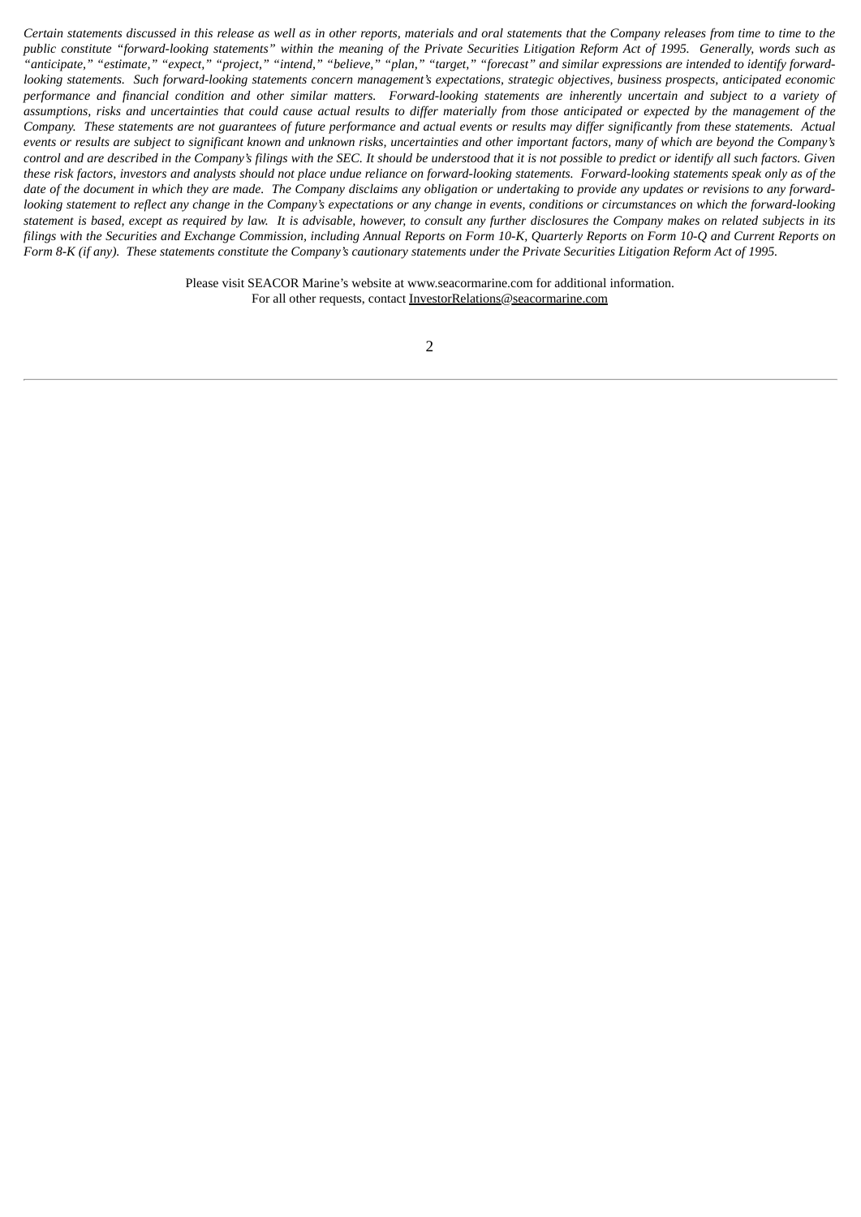*Certain statements discussed in this release as well as in other reports, materials and oral statements that the Company releases from time to time to the public constitute "forward-looking statements" within the meaning of the Private Securities Litigation Reform Act of 1995. Generally, words such as "anticipate," "estimate," "expect," "project," "intend," "believe," "plan," "target," "forecast" and similar expressions are intended to identify forward-looking statements. Such forward-looking statements concern management's expectations, strategic objectives, business prospects, anticipated economic performance and financial condition and other similar matters. Forward-looking statements are inherently uncertain and subject to a variety of assumptions, risks and uncertainties that could cause actual results to differ materially from those anticipated or expected by the management of the Company. These statements are not guarantees of future performance and actual events or results may differ significantly from these statements. Actual events or results are subject to significant known and unknown risks, uncertainties and other important factors, many of which are beyond the Company's control and are described in the Company's filings with the SEC. It should be understood that it is not possible to predict or identify all such factors. Given these risk factors, investors and analysts should not place undue reliance on forward-looking statements. Forward-looking statements speak only as of the date of the document in which they are made. The Company disclaims any obligation or undertaking to provide any updates or revisions to any forward-looking statement to reflect any change in the Company's expectations or any change in events, conditions or circumstances on which the forward-looking statement is based, except as required by law. It is advisable, however, to consult any further disclosures the Company makes on related subjects in its filings with the Securities and Exchange Commission, including Annual Reports on Form 10-K, Quarterly Reports on Form 10-Q and Current Reports on Form 8-K (if any). These statements constitute the Company's cautionary statements under the Private Securities Litigation Reform Act of 1995.*

Please visit SEACOR Marine's website at www.seacormarine.com for additional information.
For all other requests, contact InvestorRelations@seacormarine.com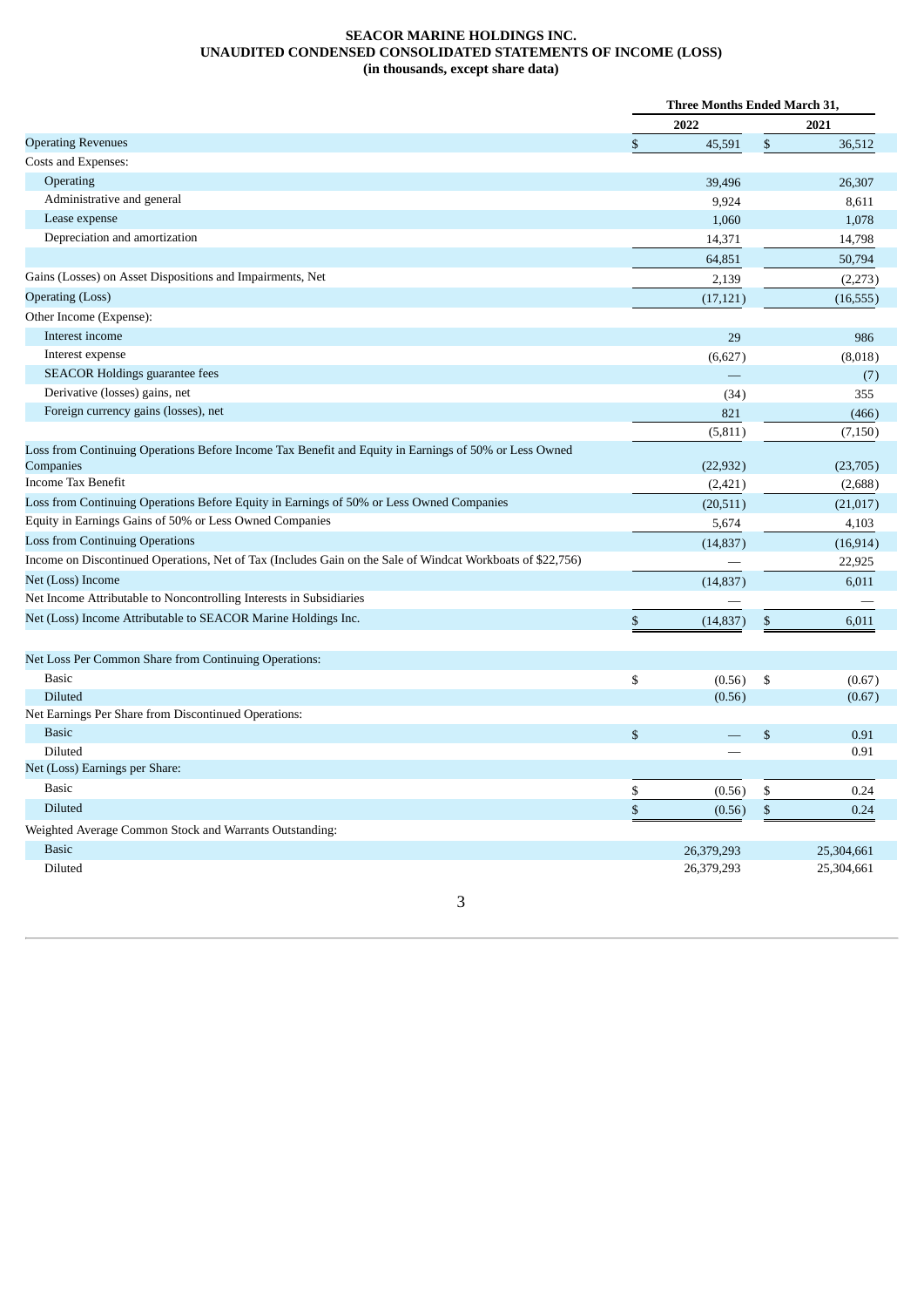**SEACOR MARINE HOLDINGS INC.**
**UNAUDITED CONDENSED CONSOLIDATED STATEMENTS OF INCOME (LOSS)**
**(in thousands, except share data)**

| | Three Months Ended March 31, | |
|---|---|---|
| | 2022 | 2021 |
| Operating Revenues | $ 45,591 | $ 36,512 |
| Costs and Expenses: | | |
| Operating | 39,496 | 26,307 |
| Administrative and general | 9,924 | 8,611 |
| Lease expense | 1,060 | 1,078 |
| Depreciation and amortization | 14,371 | 14,798 |
| | 64,851 | 50,794 |
| Gains (Losses) on Asset Dispositions and Impairments, Net | 2,139 | (2,273) |
| Operating (Loss) | (17,121) | (16,555) |
| Other Income (Expense): | | |
| Interest income | 29 | 986 |
| Interest expense | (6,627) | (8,018) |
| SEACOR Holdings guarantee fees | — | (7) |
| Derivative (losses) gains, net | (34) | 355 |
| Foreign currency gains (losses), net | 821 | (466) |
| | (5,811) | (7,150) |
| Loss from Continuing Operations Before Income Tax Benefit and Equity in Earnings of 50% or Less Owned Companies | (22,932) | (23,705) |
| Income Tax Benefit | (2,421) | (2,688) |
| Loss from Continuing Operations Before Equity in Earnings of 50% or Less Owned Companies | (20,511) | (21,017) |
| Equity in Earnings Gains of 50% or Less Owned Companies | 5,674 | 4,103 |
| Loss from Continuing Operations | (14,837) | (16,914) |
| Income on Discontinued Operations, Net of Tax (Includes Gain on the Sale of Windcat Workboats of $22,756) | — | 22,925 |
| Net (Loss) Income | (14,837) | 6,011 |
| Net Income Attributable to Noncontrolling Interests in Subsidiaries | — | — |
| Net (Loss) Income Attributable to SEACOR Marine Holdings Inc. | $ (14,837) | $ 6,011 |
| | | |
| Net Loss Per Common Share from Continuing Operations: | | |
| Basic | $ (0.56) | $ (0.67) |
| Diluted | (0.56) | (0.67) |
| Net Earnings Per Share from Discontinued Operations: | | |
| Basic | $ — | $ 0.91 |
| Diluted | — | 0.91 |
| Net (Loss) Earnings per Share: | | |
| Basic | $ (0.56) | $ 0.24 |
| Diluted | $ (0.56) | $ 0.24 |
| Weighted Average Common Stock and Warrants Outstanding: | | |
| Basic | 26,379,293 | 25,304,661 |
| Diluted | 26,379,293 | 25,304,661 |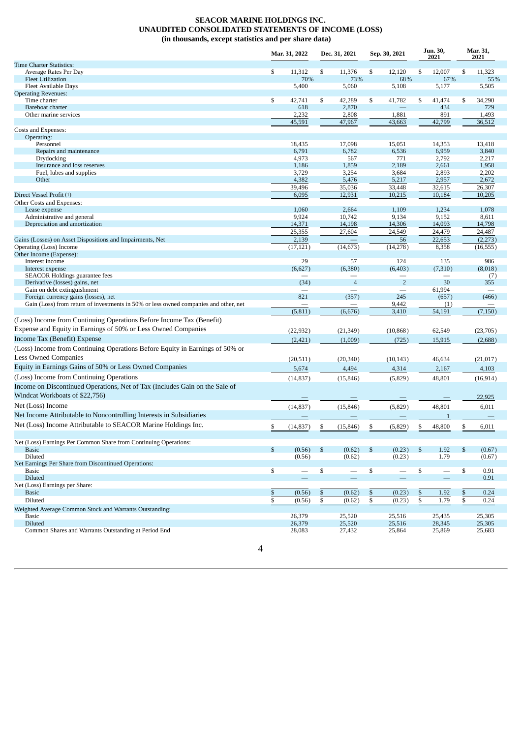# SEACOR MARINE HOLDINGS INC.
## UNAUDITED CONSOLIDATED STATEMENTS OF INCOME (LOSS)
### (in thousands, except statistics and per share data)

| | Mar. 31, 2022 | Dec. 31, 2021 | Sep. 30, 2021 | Jun. 30, 2021 | Mar. 31, 2021 |
|---|---|---|---|---|---|
| Time Charter Statistics: | | | | | |
| Average Rates Per Day | $ 11,312 | $ 11,376 | $ 12,120 | $ 12,007 | $ 11,323 |
| Fleet Utilization | 70% | 73% | 68% | 67% | 55% |
| Fleet Available Days | 5,400 | 5,060 | 5,108 | 5,177 | 5,505 |
| Operating Revenues: | | | | | |
| Time charter | $ 42,741 | $ 42,289 | $ 41,782 | $ 41,474 | $ 34,290 |
| Bareboat charter | 618 | 2,870 | — | 434 | 729 |
| Other marine services | 2,232 | 2,808 | 1,881 | 891 | 1,493 |
| | 45,591 | 47,967 | 43,663 | 42,799 | 36,512 |
| Costs and Expenses: | | | | | |
| Operating: | | | | | |
| Personnel | 18,435 | 17,098 | 15,051 | 14,353 | 13,418 |
| Repairs and maintenance | 6,791 | 6,782 | 6,536 | 6,959 | 3,840 |
| Drydocking | 4,973 | 567 | 771 | 2,792 | 2,217 |
| Insurance and loss reserves | 1,186 | 1,859 | 2,189 | 2,661 | 1,958 |
| Fuel, lubes and supplies | 3,729 | 3,254 | 3,684 | 2,893 | 2,202 |
| Other | 4,382 | 5,476 | 5,217 | 2,957 | 2,672 |
| | 39,496 | 35,036 | 33,448 | 32,615 | 26,307 |
| Direct Vessel Profit (1) | 6,095 | 12,931 | 10,215 | 10,184 | 10,205 |
| Other Costs and Expenses: | | | | | |
| Lease expense | 1,060 | 2,664 | 1,109 | 1,234 | 1,078 |
| Administrative and general | 9,924 | 10,742 | 9,134 | 9,152 | 8,611 |
| Depreciation and amortization | 14,371 | 14,198 | 14,306 | 14,093 | 14,798 |
| | 25,355 | 27,604 | 24,549 | 24,479 | 24,487 |
| Gains (Losses) on Asset Dispositions and Impairments, Net | 2,139 | — | 56 | 22,653 | (2,273) |
| Operating (Loss) Income | (17,121) | (14,673) | (14,278) | 8,358 | (16,555) |
| Other Income (Expense): | | | | | |
| Interest income | 29 | 57 | 124 | 135 | 986 |
| Interest expense | (6,627) | (6,380) | (6,403) | (7,310) | (8,018) |
| SEACOR Holdings guarantee fees | — | — | — | — | (7) |
| Derivative (losses) gains, net | (34) | 4 | 2 | 30 | 355 |
| Gain on debt extinguishment | — | — | — | 61,994 | — |
| Foreign currency gains (losses), net | 821 | (357) | 245 | (657) | (466) |
| Gain (Loss) from return of investments in 50% or less owned companies and other, net | — | — | 9,442 | (1) | — |
| | (5,811) | (6,676) | 3,410 | 54,191 | (7,150) |
| (Loss) Income from Continuing Operations Before Income Tax (Benefit) Expense and Equity in Earnings of 50% or Less Owned Companies | (22,932) | (21,349) | (10,868) | 62,549 | (23,705) |
| Income Tax (Benefit) Expense | (2,421) | (1,009) | (725) | 15,915 | (2,688) |
| (Loss) Income from Continuing Operations Before Equity in Earnings of 50% or Less Owned Companies | (20,511) | (20,340) | (10,143) | 46,634 | (21,017) |
| Equity in Earnings Gains of 50% or Less Owned Companies | 5,674 | 4,494 | 4,314 | 2,167 | 4,103 |
| (Loss) Income from Continuing Operations | (14,837) | (15,846) | (5,829) | 48,801 | (16,914) |
| Income on Discontinued Operations, Net of Tax (Includes Gain on the Sale of Windcat Workboats of $22,756) | — | — | — | — | 22,925 |
| Net (Loss) Income | (14,837) | (15,846) | (5,829) | 48,801 | 6,011 |
| Net Income Attributable to Noncontrolling Interests in Subsidiaries | — | — | — | 1 | — |
| Net (Loss) Income Attributable to SEACOR Marine Holdings Inc. | $ (14,837) | $ (15,846) | $ (5,829) | $ 48,800 | $ 6,011 |
| Net (Loss) Earnings Per Common Share from Continuing Operations: | | | | | |
| Basic | $ (0.56) | $ (0.62) | $ (0.23) | $ 1.92 | $ (0.67) |
| Diluted | (0.56) | (0.62) | (0.23) | 1.79 | (0.67) |
| Net Earnings Per Share from Discontinued Operations: | | | | | |
| Basic | $ — | $ — | $ — | $ — | $ 0.91 |
| Diluted | — | — | — | — | 0.91 |
| Net (Loss) Earnings per Share: | | | | | |
| Basic | $ (0.56) | $ (0.62) | $ (0.23) | $ 1.92 | $ 0.24 |
| Diluted | $ (0.56) | $ (0.62) | $ (0.23) | $ 1.79 | $ 0.24 |
| Weighted Average Common Stock and Warrants Outstanding: | | | | | |
| Basic | 26,379 | 25,520 | 25,516 | 25,435 | 25,305 |
| Diluted | 26,379 | 25,520 | 25,516 | 28,345 | 25,305 |
| Common Shares and Warrants Outstanding at Period End | 28,083 | 27,432 | 25,864 | 25,869 | 25,683 |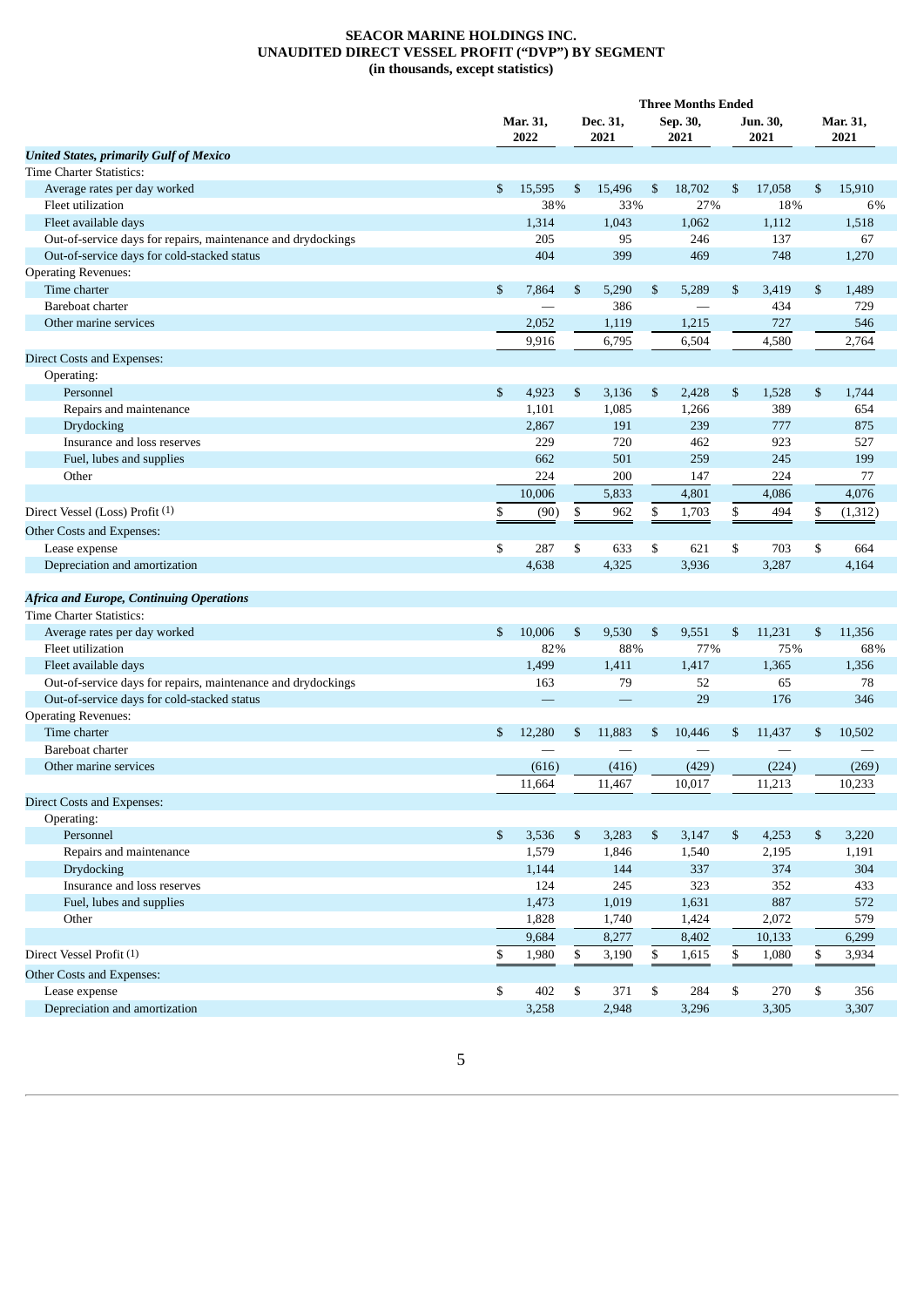**SEACOR MARINE HOLDINGS INC.**
**UNAUDITED DIRECT VESSEL PROFIT ("DVP") BY SEGMENT**
**(in thousands, except statistics)**

| | Three Months Ended | | | | |
|---|---|---|---|---|---|
| | Mar. 31, 2022 | Dec. 31, 2021 | Sep. 30, 2021 | Jun. 30, 2021 | Mar. 31, 2021 |
| ***United States, primarily Gulf of Mexico*** | | | | | |
| Time Charter Statistics: | | | | | |
| Average rates per day worked | $ 15,595 | $ 15,496 | $ 18,702 | $ 17,058 | $ 15,910 |
| Fleet utilization | 38% | 33% | 27% | 18% | 6% |
| Fleet available days | 1,314 | 1,043 | 1,062 | 1,112 | 1,518 |
| Out-of-service days for repairs, maintenance and drydockings | 205 | 95 | 246 | 137 | 67 |
| Out-of-service days for cold-stacked status | 404 | 399 | 469 | 748 | 1,270 |
| Operating Revenues: | | | | | |
| Time charter | $ 7,864 | $ 5,290 | $ 5,289 | $ 3,419 | $ 1,489 |
| Bareboat charter | — | 386 | — | 434 | 729 |
| Other marine services | 2,052 | 1,119 | 1,215 | 727 | 546 |
| | 9,916 | 6,795 | 6,504 | 4,580 | 2,764 |
| Direct Costs and Expenses: | | | | | |
| Operating: | | | | | |
| Personnel | $ 4,923 | $ 3,136 | $ 2,428 | $ 1,528 | $ 1,744 |
| Repairs and maintenance | 1,101 | 1,085 | 1,266 | 389 | 654 |
| Drydocking | 2,867 | 191 | 239 | 777 | 875 |
| Insurance and loss reserves | 229 | 720 | 462 | 923 | 527 |
| Fuel, lubes and supplies | 662 | 501 | 259 | 245 | 199 |
| Other | 224 | 200 | 147 | 224 | 77 |
| | 10,006 | 5,833 | 4,801 | 4,086 | 4,076 |
| Direct Vessel (Loss) Profit (1) | $ (90) | $ 962 | $ 1,703 | $ 494 | $ (1,312) |
| Other Costs and Expenses: | | | | | |
| Lease expense | $ 287 | $ 633 | $ 621 | $ 703 | $ 664 |
| Depreciation and amortization | 4,638 | 4,325 | 3,936 | 3,287 | 4,164 |
| | | | | | |
| ***Africa and Europe, Continuing Operations*** | | | | | |
| Time Charter Statistics: | | | | | |
| Average rates per day worked | $ 10,006 | $ 9,530 | $ 9,551 | $ 11,231 | $ 11,356 |
| Fleet utilization | 82% | 88% | 77% | 75% | 68% |
| Fleet available days | 1,499 | 1,411 | 1,417 | 1,365 | 1,356 |
| Out-of-service days for repairs, maintenance and drydockings | 163 | 79 | 52 | 65 | 78 |
| Out-of-service days for cold-stacked status | — | — | 29 | 176 | 346 |
| Operating Revenues: | | | | | |
| Time charter | $ 12,280 | $ 11,883 | $ 10,446 | $ 11,437 | $ 10,502 |
| Bareboat charter | — | — | — | — | — |
| Other marine services | (616) | (416) | (429) | (224) | (269) |
| | 11,664 | 11,467 | 10,017 | 11,213 | 10,233 |
| Direct Costs and Expenses: | | | | | |
| Operating: | | | | | |
| Personnel | $ 3,536 | $ 3,283 | $ 3,147 | $ 4,253 | $ 3,220 |
| Repairs and maintenance | 1,579 | 1,846 | 1,540 | 2,195 | 1,191 |
| Drydocking | 1,144 | 144 | 337 | 374 | 304 |
| Insurance and loss reserves | 124 | 245 | 323 | 352 | 433 |
| Fuel, lubes and supplies | 1,473 | 1,019 | 1,631 | 887 | 572 |
| Other | 1,828 | 1,740 | 1,424 | 2,072 | 579 |
| | 9,684 | 8,277 | 8,402 | 10,133 | 6,299 |
| Direct Vessel Profit (1) | $ 1,980 | $ 3,190 | $ 1,615 | $ 1,080 | $ 3,934 |
| Other Costs and Expenses: | | | | | |
| Lease expense | $ 402 | $ 371 | $ 284 | $ 270 | $ 356 |
| Depreciation and amortization | 3,258 | 2,948 | 3,296 | 3,305 | 3,307 |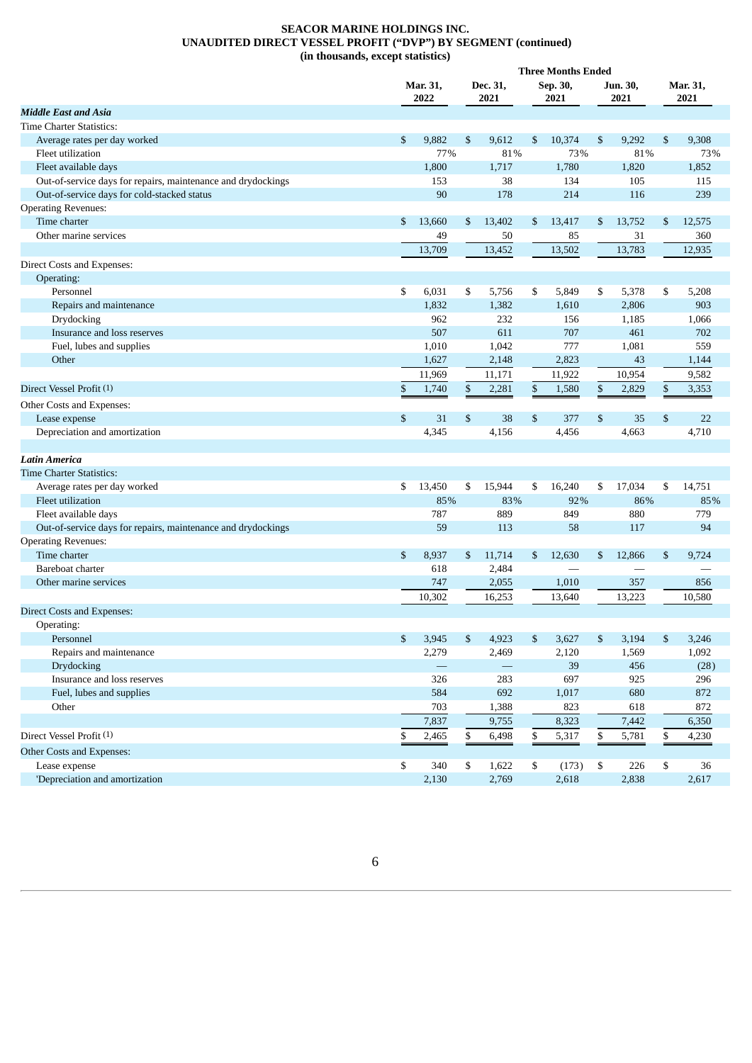**SEACOR MARINE HOLDINGS INC.**
**UNAUDITED DIRECT VESSEL PROFIT ("DVP") BY SEGMENT (continued)**
**(in thousands, except statistics)**

| | Three Months Ended | | | | |
|---|---|---|---|---|---|
| | Mar. 31, 2022 | Dec. 31, 2021 | Sep. 30, 2021 | Jun. 30, 2021 | Mar. 31, 2021 |
| ***Middle East and Asia*** | | | | | |
| Time Charter Statistics: | | | | | |
| Average rates per day worked | $ 9,882 | $ 9,612 | $ 10,374 | $ 9,292 | $ 9,308 |
| Fleet utilization | 77% | 81% | 73% | 81% | 73% |
| Fleet available days | 1,800 | 1,717 | 1,780 | 1,820 | 1,852 |
| Out-of-service days for repairs, maintenance and drydockings | 153 | 38 | 134 | 105 | 115 |
| Out-of-service days for cold-stacked status | 90 | 178 | 214 | 116 | 239 |
| Operating Revenues: | | | | | |
| Time charter | $ 13,660 | $ 13,402 | $ 13,417 | $ 13,752 | $ 12,575 |
| Other marine services | 49 | 50 | 85 | 31 | 360 |
| | 13,709 | 13,452 | 13,502 | 13,783 | 12,935 |
| Direct Costs and Expenses: | | | | | |
| Operating: | | | | | |
| Personnel | $ 6,031 | $ 5,756 | $ 5,849 | $ 5,378 | $ 5,208 |
| Repairs and maintenance | 1,832 | 1,382 | 1,610 | 2,806 | 903 |
| Drydocking | 962 | 232 | 156 | 1,185 | 1,066 |
| Insurance and loss reserves | 507 | 611 | 707 | 461 | 702 |
| Fuel, lubes and supplies | 1,010 | 1,042 | 777 | 1,081 | 559 |
| Other | 1,627 | 2,148 | 2,823 | 43 | 1,144 |
| | 11,969 | 11,171 | 11,922 | 10,954 | 9,582 |
| Direct Vessel Profit (1) | $ 1,740 | $ 2,281 | $ 1,580 | $ 2,829 | $ 3,353 |
| Other Costs and Expenses: | | | | | |
| Lease expense | $ 31 | $ 38 | $ 377 | $ 35 | $ 22 |
| Depreciation and amortization | 4,345 | 4,156 | 4,456 | 4,663 | 4,710 |
| | | | | | |
| ***Latin America*** | | | | | |
| Time Charter Statistics: | | | | | |
| Average rates per day worked | $ 13,450 | $ 15,944 | $ 16,240 | $ 17,034 | $ 14,751 |
| Fleet utilization | 85% | 83% | 92% | 86% | 85% |
| Fleet available days | 787 | 889 | 849 | 880 | 779 |
| Out-of-service days for repairs, maintenance and drydockings | 59 | 113 | 58 | 117 | 94 |
| Operating Revenues: | | | | | |
| Time charter | $ 8,937 | $ 11,714 | $ 12,630 | $ 12,866 | $ 9,724 |
| Bareboat charter | 618 | 2,484 | — | — | — |
| Other marine services | 747 | 2,055 | 1,010 | 357 | 856 |
| | 10,302 | 16,253 | 13,640 | 13,223 | 10,580 |
| Direct Costs and Expenses: | | | | | |
| Operating: | | | | | |
| Personnel | $ 3,945 | $ 4,923 | $ 3,627 | $ 3,194 | $ 3,246 |
| Repairs and maintenance | 2,279 | 2,469 | 2,120 | 1,569 | 1,092 |
| Drydocking | — | — | 39 | 456 | (28) |
| Insurance and loss reserves | 326 | 283 | 697 | 925 | 296 |
| Fuel, lubes and supplies | 584 | 692 | 1,017 | 680 | 872 |
| Other | 703 | 1,388 | 823 | 618 | 872 |
| | 7,837 | 9,755 | 8,323 | 7,442 | 6,350 |
| Direct Vessel Profit (1) | $ 2,465 | $ 6,498 | $ 5,317 | $ 5,781 | $ 4,230 |
| Other Costs and Expenses: | | | | | |
| Lease expense | $ 340 | $ 1,622 | $ (173) | $ 226 | $ 36 |
| 'Depreciation and amortization | 2,130 | 2,769 | 2,618 | 2,838 | 2,617 |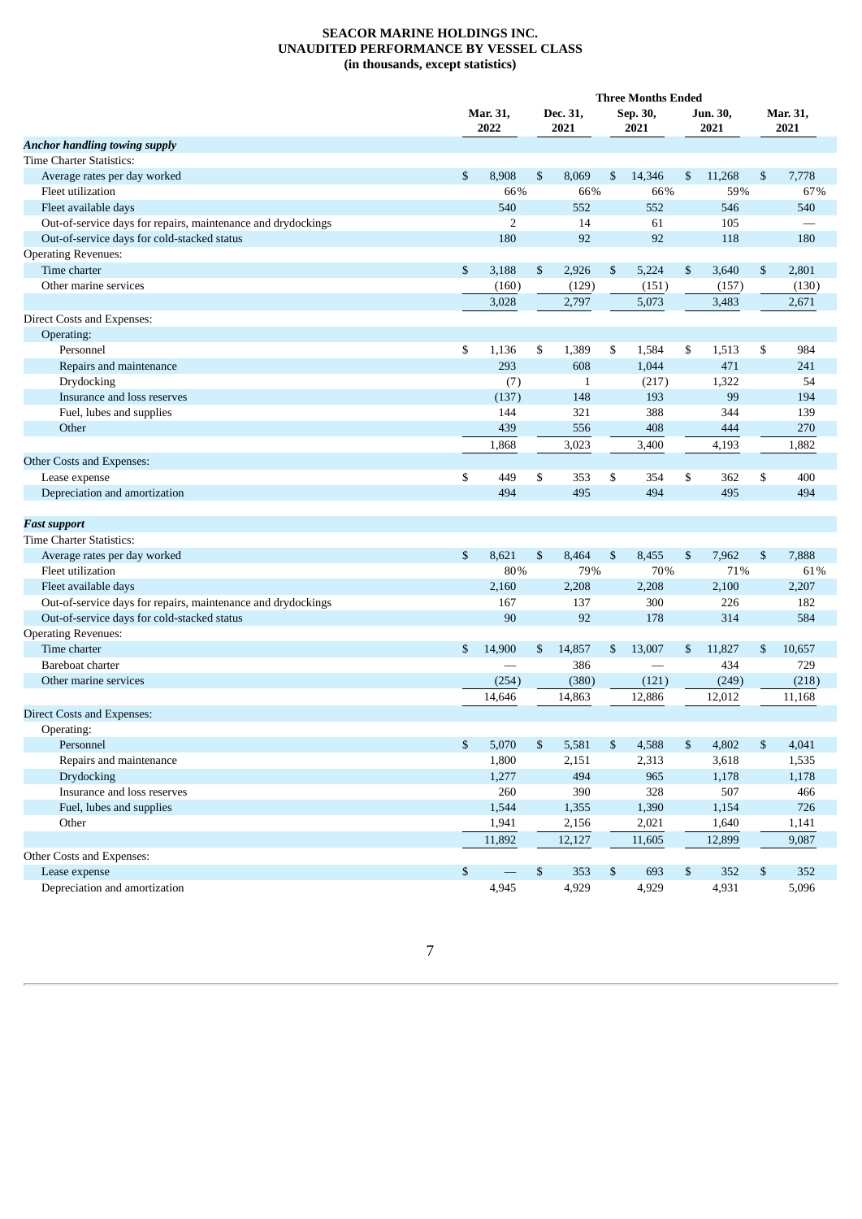# SEACOR MARINE HOLDINGS INC.
## UNAUDITED PERFORMANCE BY VESSEL CLASS
### (in thousands, except statistics)

| | Three Months Ended | | | | |
|---|---|---|---|---|---|
| | Mar. 31, 2022 | Dec. 31, 2021 | Sep. 30, 2021 | Jun. 30, 2021 | Mar. 31, 2021 |
| ***Anchor handling towing supply*** | | | | | |
| Time Charter Statistics: | | | | | |
| Average rates per day worked | $ 8,908 | $ 8,069 | $ 14,346 | $ 11,268 | $ 7,778 |
| Fleet utilization | 66% | 66% | 66% | 59% | 67% |
| Fleet available days | 540 | 552 | 552 | 546 | 540 |
| Out-of-service days for repairs, maintenance and drydockings | 2 | 14 | 61 | 105 | — |
| Out-of-service days for cold-stacked status | 180 | 92 | 92 | 118 | 180 |
| Operating Revenues: | | | | | |
| Time charter | $ 3,188 | $ 2,926 | $ 5,224 | $ 3,640 | $ 2,801 |
| Other marine services | (160) | (129) | (151) | (157) | (130) |
| | 3,028 | 2,797 | 5,073 | 3,483 | 2,671 |
| Direct Costs and Expenses: | | | | | |
| Operating: | | | | | |
| Personnel | $ 1,136 | $ 1,389 | $ 1,584 | $ 1,513 | $ 984 |
| Repairs and maintenance | 293 | 608 | 1,044 | 471 | 241 |
| Drydocking | (7) | 1 | (217) | 1,322 | 54 |
| Insurance and loss reserves | (137) | 148 | 193 | 99 | 194 |
| Fuel, lubes and supplies | 144 | 321 | 388 | 344 | 139 |
| Other | 439 | 556 | 408 | 444 | 270 |
| | 1,868 | 3,023 | 3,400 | 4,193 | 1,882 |
| Other Costs and Expenses: | | | | | |
| Lease expense | $ 449 | $ 353 | $ 354 | $ 362 | $ 400 |
| Depreciation and amortization | 494 | 495 | 494 | 495 | 494 |
| | | | | | |
| ***Fast support*** | | | | | |
| Time Charter Statistics: | | | | | |
| Average rates per day worked | $ 8,621 | $ 8,464 | $ 8,455 | $ 7,962 | $ 7,888 |
| Fleet utilization | 80% | 79% | 70% | 71% | 61% |
| Fleet available days | 2,160 | 2,208 | 2,208 | 2,100 | 2,207 |
| Out-of-service days for repairs, maintenance and drydockings | 167 | 137 | 300 | 226 | 182 |
| Out-of-service days for cold-stacked status | 90 | 92 | 178 | 314 | 584 |
| Operating Revenues: | | | | | |
| Time charter | $ 14,900 | $ 14,857 | $ 13,007 | $ 11,827 | $ 10,657 |
| Bareboat charter | — | 386 | — | 434 | 729 |
| Other marine services | (254) | (380) | (121) | (249) | (218) |
| | 14,646 | 14,863 | 12,886 | 12,012 | 11,168 |
| Direct Costs and Expenses: | | | | | |
| Operating: | | | | | |
| Personnel | $ 5,070 | $ 5,581 | $ 4,588 | $ 4,802 | $ 4,041 |
| Repairs and maintenance | 1,800 | 2,151 | 2,313 | 3,618 | 1,535 |
| Drydocking | 1,277 | 494 | 965 | 1,178 | 1,178 |
| Insurance and loss reserves | 260 | 390 | 328 | 507 | 466 |
| Fuel, lubes and supplies | 1,544 | 1,355 | 1,390 | 1,154 | 726 |
| Other | 1,941 | 2,156 | 2,021 | 1,640 | 1,141 |
| | 11,892 | 12,127 | 11,605 | 12,899 | 9,087 |
| Other Costs and Expenses: | | | | | |
| Lease expense | $ — | $ 353 | $ 693 | $ 352 | $ 352 |
| Depreciation and amortization | 4,945 | 4,929 | 4,929 | 4,931 | 5,096 |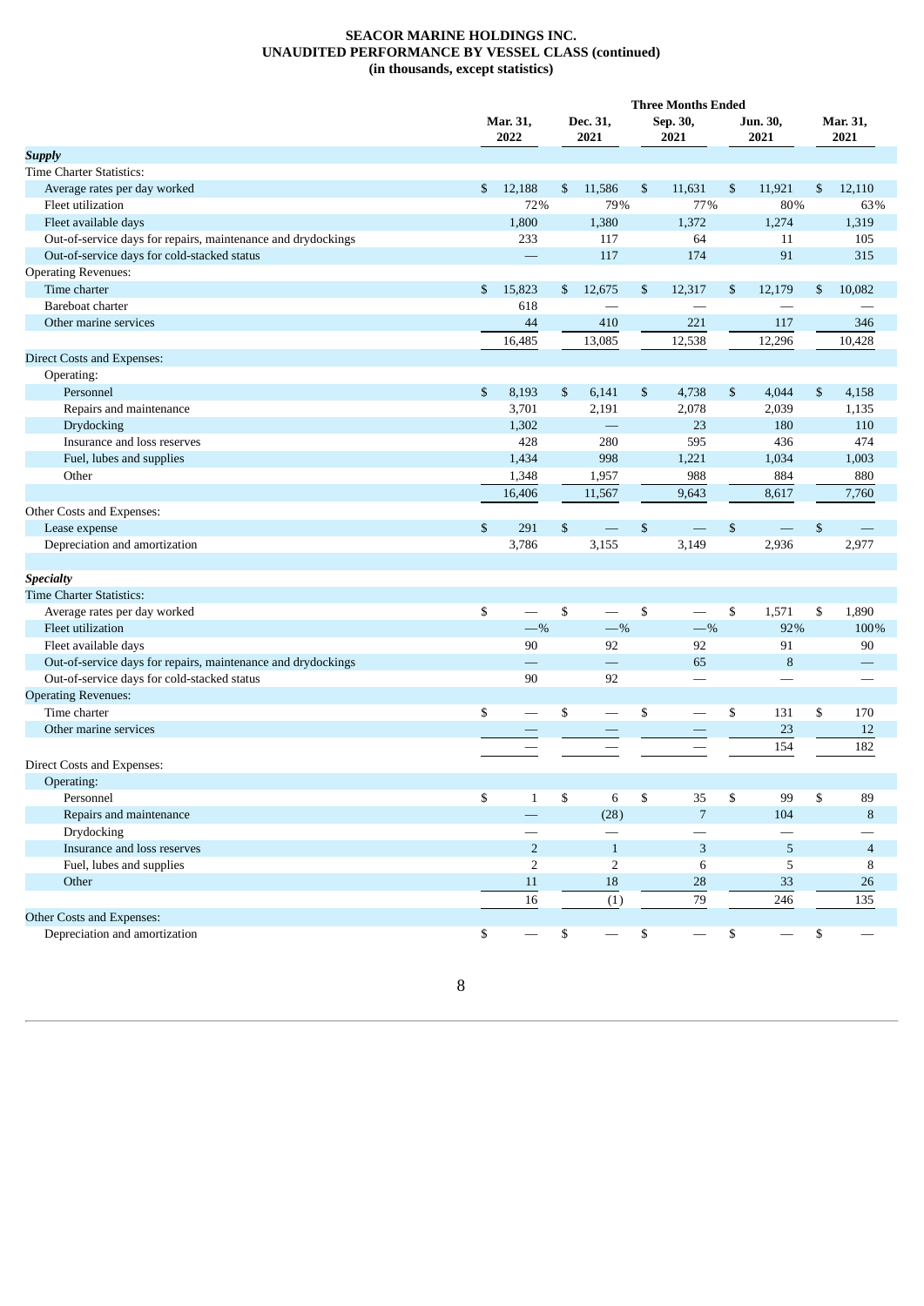**SEACOR MARINE HOLDINGS INC.**
**UNAUDITED PERFORMANCE BY VESSEL CLASS (continued)**
**(in thousands, except statistics)**

| | Three Months Ended | | | | |
|---|---|---|---|---|---|
| | Mar. 31, 2022 | Dec. 31, 2021 | Sep. 30, 2021 | Jun. 30, 2021 | Mar. 31, 2021 |
| ***Supply*** | | | | | |
| Time Charter Statistics: | | | | | |
| Average rates per day worked | $ 12,188 | $ 11,586 | $ 11,631 | $ 11,921 | $ 12,110 |
| Fleet utilization | 72% | 79% | 77% | 80% | 63% |
| Fleet available days | 1,800 | 1,380 | 1,372 | 1,274 | 1,319 |
| Out-of-service days for repairs, maintenance and drydockings | 233 | 117 | 64 | 11 | 105 |
| Out-of-service days for cold-stacked status | — | 117 | 174 | 91 | 315 |
| Operating Revenues: | | | | | |
| Time charter | $ 15,823 | $ 12,675 | $ 12,317 | $ 12,179 | $ 10,082 |
| Bareboat charter | 618 | — | — | — | — |
| Other marine services | 44 | 410 | 221 | 117 | 346 |
| | 16,485 | 13,085 | 12,538 | 12,296 | 10,428 |
| Direct Costs and Expenses: | | | | | |
| Operating: | | | | | |
| Personnel | $ 8,193 | $ 6,141 | $ 4,738 | $ 4,044 | $ 4,158 |
| Repairs and maintenance | 3,701 | 2,191 | 2,078 | 2,039 | 1,135 |
| Drydocking | 1,302 | — | 23 | 180 | 110 |
| Insurance and loss reserves | 428 | 280 | 595 | 436 | 474 |
| Fuel, lubes and supplies | 1,434 | 998 | 1,221 | 1,034 | 1,003 |
| Other | 1,348 | 1,957 | 988 | 884 | 880 |
| | 16,406 | 11,567 | 9,643 | 8,617 | 7,760 |
| Other Costs and Expenses: | | | | | |
| Lease expense | $ 291 | $ — | $ — | $ — | $ — |
| Depreciation and amortization | 3,786 | 3,155 | 3,149 | 2,936 | 2,977 |
| | | | | | |
| ***Specialty*** | | | | | |
| Time Charter Statistics: | | | | | |
| Average rates per day worked | $ — | $ — | $ — | $ 1,571 | $ 1,890 |
| Fleet utilization | —% | —% | —% | 92% | 100% |
| Fleet available days | 90 | 92 | 92 | 91 | 90 |
| Out-of-service days for repairs, maintenance and drydockings | — | — | 65 | 8 | — |
| Out-of-service days for cold-stacked status | 90 | 92 | — | — | — |
| Operating Revenues: | | | | | |
| Time charter | $ — | $ — | $ — | $ 131 | $ 170 |
| Other marine services | — | — | — | 23 | 12 |
| | — | — | — | 154 | 182 |
| Direct Costs and Expenses: | | | | | |
| Operating: | | | | | |
| Personnel | $ 1 | $ 6 | $ 35 | $ 99 | $ 89 |
| Repairs and maintenance | — | (28) | 7 | 104 | 8 |
| Drydocking | — | — | — | — | — |
| Insurance and loss reserves | 2 | 1 | 3 | 5 | 4 |
| Fuel, lubes and supplies | 2 | 2 | 6 | 5 | 8 |
| Other | 11 | 18 | 28 | 33 | 26 |
| | 16 | (1) | 79 | 246 | 135 |
| Other Costs and Expenses: | | | | | |
| Depreciation and amortization | $ — | $ — | $ — | $ — | $ — |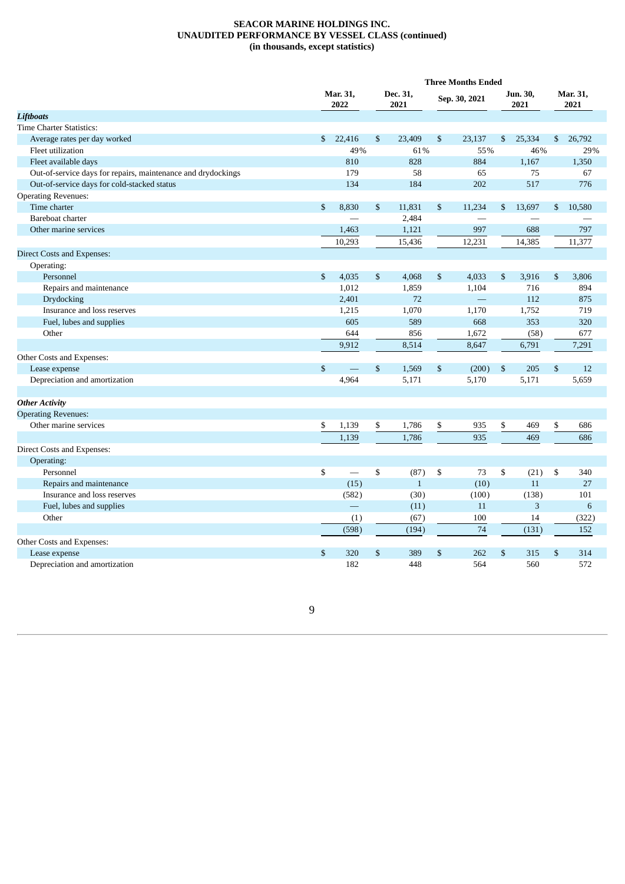**SEACOR MARINE HOLDINGS INC.**
**UNAUDITED PERFORMANCE BY VESSEL CLASS (continued)**
**(in thousands, except statistics)**

| | Three Months Ended | | | | |
|---|---|---|---|---|---|
| | Mar. 31, 2022 | Dec. 31, 2021 | Sep. 30, 2021 | Jun. 30, 2021 | Mar. 31, 2021 |
| ***Liftboats*** | | | | | |
| Time Charter Statistics: | | | | | |
| Average rates per day worked | $ 22,416 | $ 23,409 | $ 23,137 | $ 25,334 | $ 26,792 |
| Fleet utilization | 49% | 61% | 55% | 46% | 29% |
| Fleet available days | 810 | 828 | 884 | 1,167 | 1,350 |
| Out-of-service days for repairs, maintenance and drydockings | 179 | 58 | 65 | 75 | 67 |
| Out-of-service days for cold-stacked status | 134 | 184 | 202 | 517 | 776 |
| Operating Revenues: | | | | | |
| Time charter | $ 8,830 | $ 11,831 | $ 11,234 | $ 13,697 | $ 10,580 |
| Bareboat charter | — | 2,484 | — | — | — |
| Other marine services | 1,463 | 1,121 | 997 | 688 | 797 |
| | 10,293 | 15,436 | 12,231 | 14,385 | 11,377 |
| Direct Costs and Expenses: | | | | | |
| Operating: | | | | | |
| Personnel | $ 4,035 | $ 4,068 | $ 4,033 | $ 3,916 | $ 3,806 |
| Repairs and maintenance | 1,012 | 1,859 | 1,104 | 716 | 894 |
| Drydocking | 2,401 | 72 | — | 112 | 875 |
| Insurance and loss reserves | 1,215 | 1,070 | 1,170 | 1,752 | 719 |
| Fuel, lubes and supplies | 605 | 589 | 668 | 353 | 320 |
| Other | 644 | 856 | 1,672 | (58) | 677 |
| | 9,912 | 8,514 | 8,647 | 6,791 | 7,291 |
| Other Costs and Expenses: | | | | | |
| Lease expense | $ — | $ 1,569 | $ (200) | $ 205 | $ 12 |
| Depreciation and amortization | 4,964 | 5,171 | 5,170 | 5,171 | 5,659 |
| | | | | | |
| ***Other Activity*** | | | | | |
| Operating Revenues: | | | | | |
| Other marine services | $ 1,139 | $ 1,786 | $ 935 | $ 469 | $ 686 |
| | 1,139 | 1,786 | 935 | 469 | 686 |
| Direct Costs and Expenses: | | | | | |
| Operating: | | | | | |
| Personnel | $ — | $ (87) | $ 73 | $ (21) | $ 340 |
| Repairs and maintenance | (15) | 1 | (10) | 11 | 27 |
| Insurance and loss reserves | (582) | (30) | (100) | (138) | 101 |
| Fuel, lubes and supplies | — | (11) | 11 | 3 | 6 |
| Other | (1) | (67) | 100 | 14 | (322) |
| | (598) | (194) | 74 | (131) | 152 |
| Other Costs and Expenses: | | | | | |
| Lease expense | $ 320 | $ 389 | $ 262 | $ 315 | $ 314 |
| Depreciation and amortization | 182 | 448 | 564 | 560 | 572 |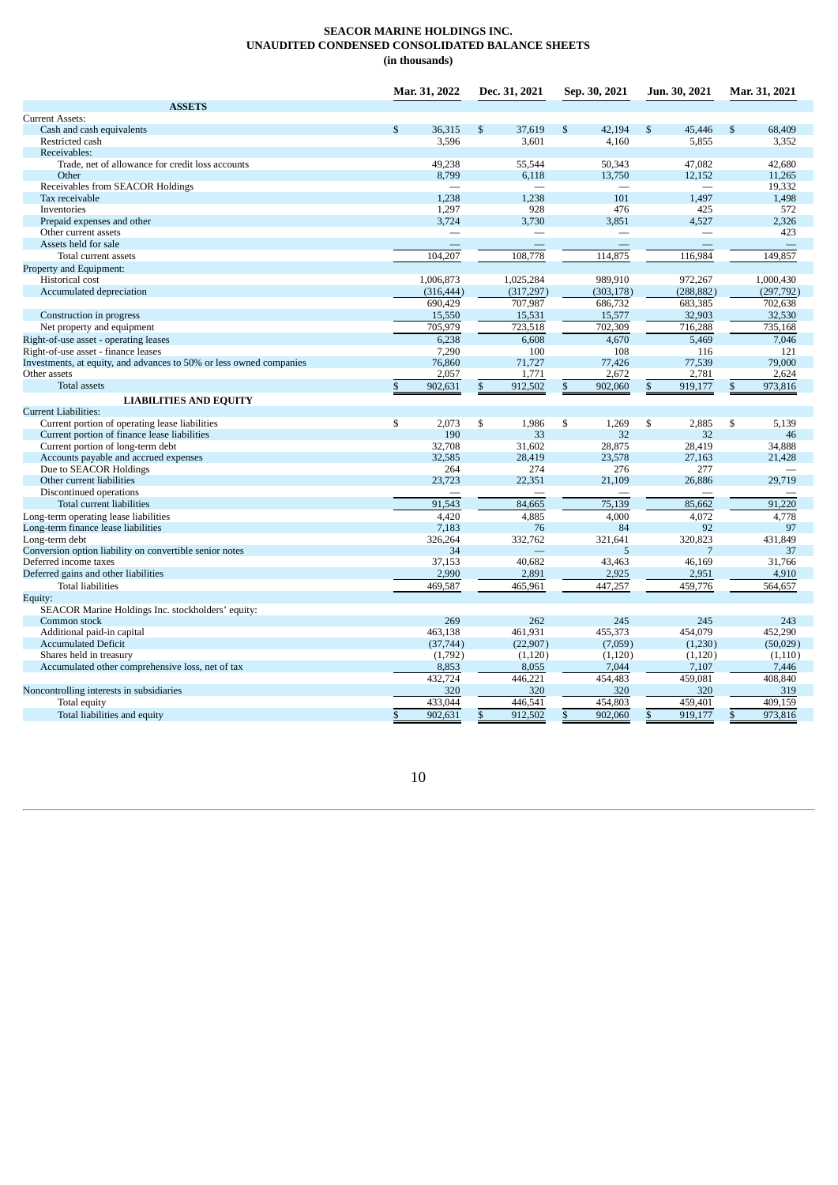**SEACOR MARINE HOLDINGS INC.**
**UNAUDITED CONDENSED CONSOLIDATED BALANCE SHEETS**
**(in thousands)**

| | Mar. 31, 2022 | Dec. 31, 2021 | Sep. 30, 2021 | Jun. 30, 2021 | Mar. 31, 2021 |
|---|---|---|---|---|---|
| **ASSETS** | | | | | |
| Current Assets: | | | | | |
| Cash and cash equivalents | $ 36,315 | $ 37,619 | $ 42,194 | $ 45,446 | $ 68,409 |
| Restricted cash | 3,596 | 3,601 | 4,160 | 5,855 | 3,352 |
| Receivables: | | | | | |
| Trade, net of allowance for credit loss accounts | 49,238 | 55,544 | 50,343 | 47,082 | 42,680 |
| Other | 8,799 | 6,118 | 13,750 | 12,152 | 11,265 |
| Receivables from SEACOR Holdings | — | — | — | — | 19,332 |
| Tax receivable | 1,238 | 1,238 | 101 | 1,497 | 1,498 |
| Inventories | 1,297 | 928 | 476 | 425 | 572 |
| Prepaid expenses and other | 3,724 | 3,730 | 3,851 | 4,527 | 2,326 |
| Other current assets | — | — | — | — | 423 |
| Assets held for sale | — | — | — | — | — |
| Total current assets | 104,207 | 108,778 | 114,875 | 116,984 | 149,857 |
| Property and Equipment: | | | | | |
| Historical cost | 1,006,873 | 1,025,284 | 989,910 | 972,267 | 1,000,430 |
| Accumulated depreciation | (316,444) | (317,297) | (303,178) | (288,882) | (297,792) |
| | 690,429 | 707,987 | 686,732 | 683,385 | 702,638 |
| Construction in progress | 15,550 | 15,531 | 15,577 | 32,903 | 32,530 |
| Net property and equipment | 705,979 | 723,518 | 702,309 | 716,288 | 735,168 |
| Right-of-use asset - operating leases | 6,238 | 6,608 | 4,670 | 5,469 | 7,046 |
| Right-of-use asset - finance leases | 7,290 | 100 | 108 | 116 | 121 |
| Investments, at equity, and advances to 50% or less owned companies | 76,860 | 71,727 | 77,426 | 77,539 | 79,000 |
| Other assets | 2,057 | 1,771 | 2,672 | 2,781 | 2,624 |
| Total assets | $ 902,631 | $ 912,502 | $ 902,060 | $ 919,177 | $ 973,816 |
| **LIABILITIES AND EQUITY** | | | | | |
| Current Liabilities: | | | | | |
| Current portion of operating lease liabilities | $ 2,073 | $ 1,986 | $ 1,269 | $ 2,885 | $ 5,139 |
| Current portion of finance lease liabilities | 190 | 33 | 32 | 32 | 46 |
| Current portion of long-term debt | 32,708 | 31,602 | 28,875 | 28,419 | 34,888 |
| Accounts payable and accrued expenses | 32,585 | 28,419 | 23,578 | 27,163 | 21,428 |
| Due to SEACOR Holdings | 264 | 274 | 276 | 277 | — |
| Other current liabilities | 23,723 | 22,351 | 21,109 | 26,886 | 29,719 |
| Discontinued operations | — | — | — | — | — |
| Total current liabilities | 91,543 | 84,665 | 75,139 | 85,662 | 91,220 |
| Long-term operating lease liabilities | 4,420 | 4,885 | 4,000 | 4,072 | 4,778 |
| Long-term finance lease liabilities | 7,183 | 76 | 84 | 92 | 97 |
| Long-term debt | 326,264 | 332,762 | 321,641 | 320,823 | 431,849 |
| Conversion option liability on convertible senior notes | 34 | — | 5 | 7 | 37 |
| Deferred income taxes | 37,153 | 40,682 | 43,463 | 46,169 | 31,766 |
| Deferred gains and other liabilities | 2,990 | 2,891 | 2,925 | 2,951 | 4,910 |
| Total liabilities | 469,587 | 465,961 | 447,257 | 459,776 | 564,657 |
| Equity: | | | | | |
| SEACOR Marine Holdings Inc. stockholders' equity: | | | | | |
| Common stock | 269 | 262 | 245 | 245 | 243 |
| Additional paid-in capital | 463,138 | 461,931 | 455,373 | 454,079 | 452,290 |
| Accumulated Deficit | (37,744) | (22,907) | (7,059) | (1,230) | (50,029) |
| Shares held in treasury | (1,792) | (1,120) | (1,120) | (1,120) | (1,110) |
| Accumulated other comprehensive loss, net of tax | 8,853 | 8,055 | 7,044 | 7,107 | 7,446 |
| | 432,724 | 446,221 | 454,483 | 459,081 | 408,840 |
| Noncontrolling interests in subsidiaries | 320 | 320 | 320 | 320 | 319 |
| Total equity | 433,044 | 446,541 | 454,803 | 459,401 | 409,159 |
| Total liabilities and equity | $ 902,631 | $ 912,502 | $ 902,060 | $ 919,177 | $ 973,816 |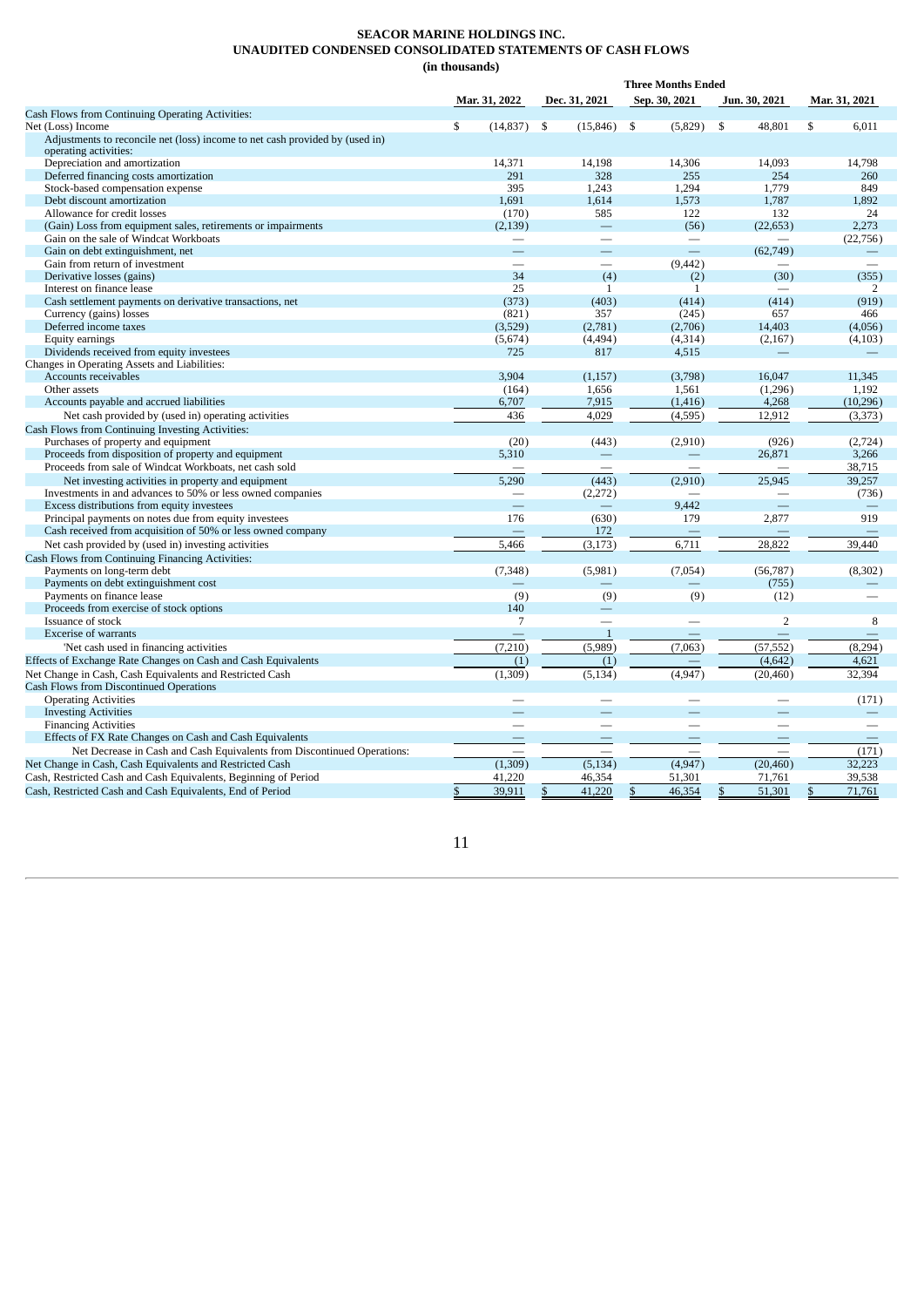# SEACOR MARINE HOLDINGS INC.
## UNAUDITED CONDENSED CONSOLIDATED STATEMENTS OF CASH FLOWS
### (in thousands)

| | Three Months Ended | | | | |
|---|---|---|---|---|---|
| | Mar. 31, 2022 | Dec. 31, 2021 | Sep. 30, 2021 | Jun. 30, 2021 | Mar. 31, 2021 |
| Cash Flows from Continuing Operating Activities: | | | | | |
| Net (Loss) Income | $ (14,837) | $ (15,846) | $ (5,829) | $ 48,801 | $ 6,011 |
| Adjustments to reconcile net (loss) income to net cash provided by (used in) operating activities: | | | | | |
| Depreciation and amortization | 14,371 | 14,198 | 14,306 | 14,093 | 14,798 |
| Deferred financing costs amortization | 291 | 328 | 255 | 254 | 260 |
| Stock-based compensation expense | 395 | 1,243 | 1,294 | 1,779 | 849 |
| Debt discount amortization | 1,691 | 1,614 | 1,573 | 1,787 | 1,892 |
| Allowance for credit losses | (170) | 585 | 122 | 132 | 24 |
| (Gain) Loss from equipment sales, retirements or impairments | (2,139) | — | (56) | (22,653) | 2,273 |
| Gain on the sale of Windcat Workboats | — | — | — | — | (22,756) |
| Gain on debt extinguishment, net | — | — | — | (62,749) | — |
| Gain from return of investment | — | — | (9,442) | — | — |
| Derivative losses (gains) | 34 | (4) | (2) | (30) | (355) |
| Interest on finance lease | 25 | 1 | 1 | — | 2 |
| Cash settlement payments on derivative transactions, net | (373) | (403) | (414) | (414) | (919) |
| Currency (gains) losses | (821) | 357 | (245) | 657 | 466 |
| Deferred income taxes | (3,529) | (2,781) | (2,706) | 14,403 | (4,056) |
| Equity earnings | (5,674) | (4,494) | (4,314) | (2,167) | (4,103) |
| Dividends received from equity investees | 725 | 817 | 4,515 | — | — |
| Changes in Operating Assets and Liabilities: | | | | | |
| Accounts receivables | 3,904 | (1,157) | (3,798) | 16,047 | 11,345 |
| Other assets | (164) | 1,656 | 1,561 | (1,296) | 1,192 |
| Accounts payable and accrued liabilities | 6,707 | 7,915 | (1,416) | 4,268 | (10,296) |
| Net cash provided by (used in) operating activities | 436 | 4,029 | (4,595) | 12,912 | (3,373) |
| Cash Flows from Continuing Investing Activities: | | | | | |
| Purchases of property and equipment | (20) | (443) | (2,910) | (926) | (2,724) |
| Proceeds from disposition of property and equipment | 5,310 | — | — | 26,871 | 3,266 |
| Proceeds from sale of Windcat Workboats, net cash sold | — | — | — | — | 38,715 |
| Net investing activities in property and equipment | 5,290 | (443) | (2,910) | 25,945 | 39,257 |
| Investments in and advances to 50% or less owned companies | — | (2,272) | — | — | (736) |
| Excess distributions from equity investees | — | — | 9,442 | — | — |
| Principal payments on notes due from equity investees | 176 | (630) | 179 | 2,877 | 919 |
| Cash received from acquisition of 50% or less owned company | — | 172 | — | — | — |
| Net cash provided by (used in) investing activities | 5,466 | (3,173) | 6,711 | 28,822 | 39,440 |
| Cash Flows from Continuing Financing Activities: | | | | | |
| Payments on long-term debt | (7,348) | (5,981) | (7,054) | (56,787) | (8,302) |
| Payments on debt extinguishment cost | — | — | — | (755) | — |
| Payments on finance lease | (9) | (9) | (9) | (12) | — |
| Proceeds from exercise of stock options | 140 | — | | | |
| Issuance of stock | 7 | — | — | 2 | 8 |
| Excerise of warrants | — | 1 | — | — | — |
| 'Net cash used in financing activities | (7,210) | (5,989) | (7,063) | (57,552) | (8,294) |
| Effects of Exchange Rate Changes on Cash and Cash Equivalents | (1) | (1) | — | (4,642) | 4,621 |
| Net Change in Cash, Cash Equivalents and Restricted Cash | (1,309) | (5,134) | (4,947) | (20,460) | 32,394 |
| Cash Flows from Discontinued Operations | | | | | |
| Operating Activities | — | — | — | — | (171) |
| Investing Activities | — | — | — | — | — |
| Financing Activities | — | — | — | — | — |
| Effects of FX Rate Changes on Cash and Cash Equivalents | — | — | — | — | — |
| Net Decrease in Cash and Cash Equivalents from Discontinued Operations: | — | — | — | — | (171) |
| Net Change in Cash, Cash Equivalents and Restricted Cash | (1,309) | (5,134) | (4,947) | (20,460) | 32,223 |
| Cash, Restricted Cash and Cash Equivalents, Beginning of Period | 41,220 | 46,354 | 51,301 | 71,761 | 39,538 |
| Cash, Restricted Cash and Cash Equivalents, End of Period | $ 39,911 | $ 41,220 | $ 46,354 | $ 51,301 | $ 71,761 |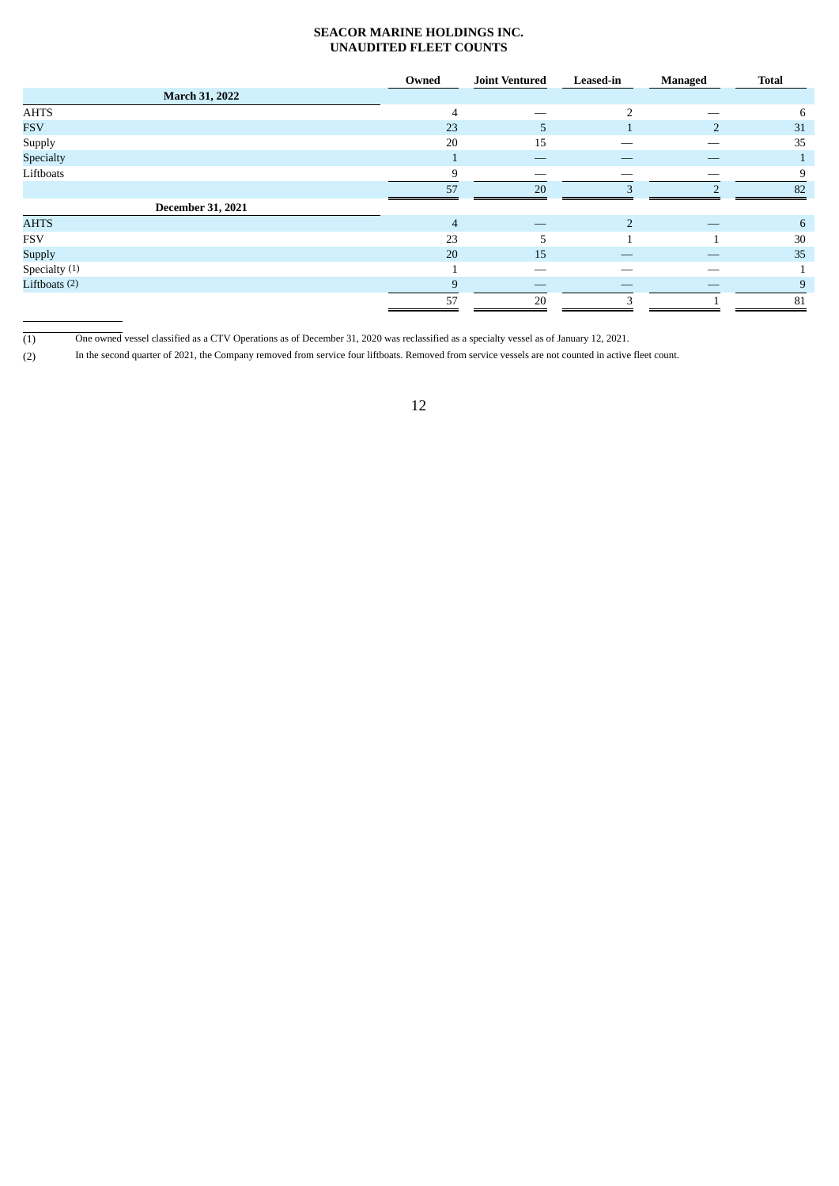# SEACOR MARINE HOLDINGS INC.
## UNAUDITED FLEET COUNTS

| | Owned | Joint Ventured | Leased-in | Managed | Total |
|---|---|---|---|---|---|
| **March 31, 2022** | | | | | |
| AHTS | 4 | — | 2 | — | 6 |
| FSV | 23 | 5 | 1 | 2 | 31 |
| Supply | 20 | 15 | — | — | 35 |
| Specialty | 1 | — | — | — | 1 |
| Liftboats | 9 | — | — | — | 9 |
| | 57 | 20 | 3 | 2 | 82 |
| **December 31, 2021** | | | | | |
| AHTS | 4 | — | 2 | — | 6 |
| FSV | 23 | 5 | 1 | 1 | 30 |
| Supply | 20 | 15 | — | — | 35 |
| Specialty (1) | 1 | — | — | — | 1 |
| Liftboats (2) | 9 | — | — | — | 9 |
| | 57 | 20 | 3 | 1 | 81 |

(1) One owned vessel classified as a CTV Operations as of December 31, 2020 was reclassified as a specialty vessel as of January 12, 2021.

(2) In the second quarter of 2021, the Company removed from service four liftboats. Removed from service vessels are not counted in active fleet count.